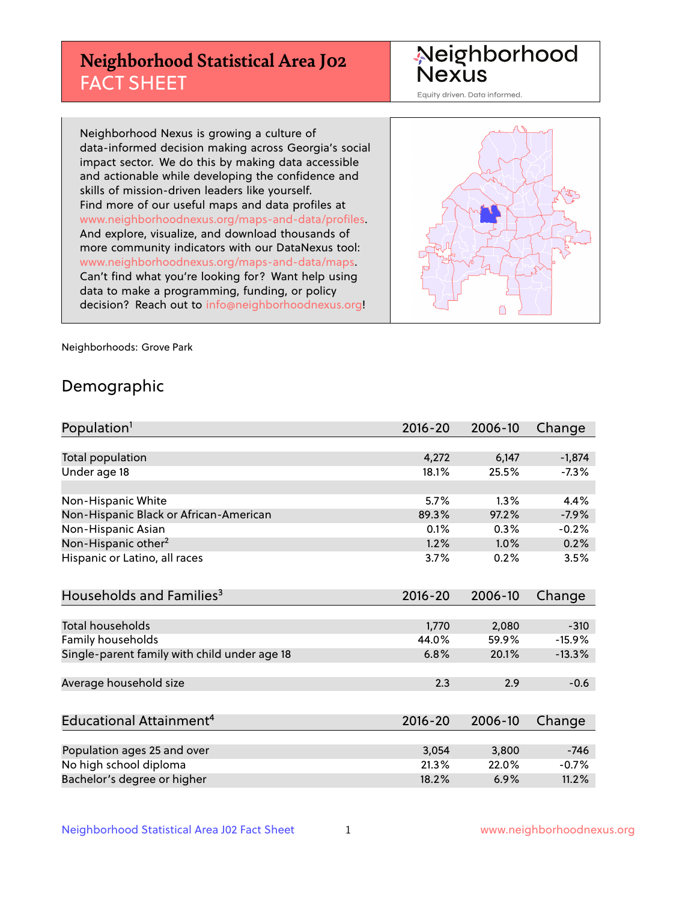# Neighborhood Statistical Area J02 FACT SHEET

Neighborhood Nexus
Equity driven. Data informed.

Neighborhood Nexus is growing a culture of data-informed decision making across Georgia's social impact sector. We do this by making data accessible and actionable while developing the confidence and skills of mission-driven leaders like yourself. Find more of our useful maps and data profiles at www.neighborhoodnexus.org/maps-and-data/profiles. And explore, visualize, and download thousands of more community indicators with our DataNexus tool: www.neighborhoodnexus.org/maps-and-data/maps. Can't find what you're looking for? Want help using data to make a programming, funding, or policy decision? Reach out to info@neighborhoodnexus.org!

Neighborhoods: Grove Park

## Demographic

| Population[1] | 2016-20 | 2006-10 | Change |
|---|---|---|---|
| Total population | 4,272 | 6,147 | -1,874 |
| Under age 18 | 18.1% | 25.5% | -7.3% |
| | | | |
| Non-Hispanic White | 5.7% | 1.3% | 4.4% |
| Non-Hispanic Black or African-American | 89.3% | 97.2% | -7.9% |
| Non-Hispanic Asian | 0.1% | 0.3% | -0.2% |
| Non-Hispanic other[2] | 1.2% | 1.0% | 0.2% |
| Hispanic or Latino, all races | 3.7% | 0.2% | 3.5% |

| Households and Families[3] | 2016-20 | 2006-10 | Change |
|---|---|---|---|
| Total households | 1,770 | 2,080 | -310 |
| Family households | 44.0% | 59.9% | -15.9% |
| Single-parent family with child under age 18 | 6.8% | 20.1% | -13.3% |
| | | | |
| Average household size | 2.3 | 2.9 | -0.6 |

| Educational Attainment[4] | 2016-20 | 2006-10 | Change |
|---|---|---|---|
| Population ages 25 and over | 3,054 | 3,800 | -746 |
| No high school diploma | 21.3% | 22.0% | -0.7% |
| Bachelor's degree or higher | 18.2% | 6.9% | 11.2% |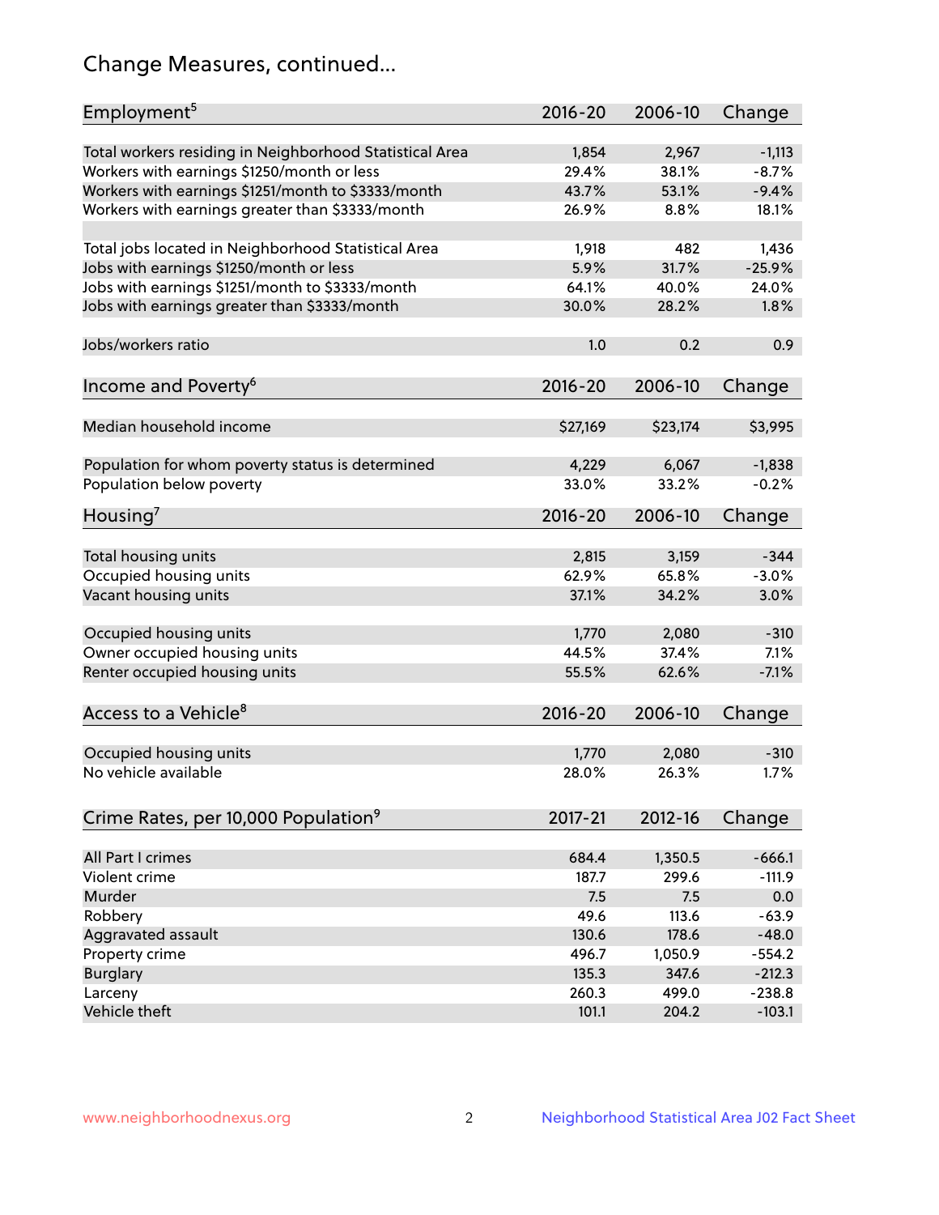# Change Measures, continued...

| Employment[5] | 2016-20 | 2006-10 | Change |
|---|---|---|---|
| Total workers residing in Neighborhood Statistical Area | 1,854 | 2,967 | -1,113 |
| Workers with earnings $1250/month or less | 29.4% | 38.1% | -8.7% |
| Workers with earnings $1251/month to $3333/month | 43.7% | 53.1% | -9.4% |
| Workers with earnings greater than $3333/month | 26.9% | 8.8% | 18.1% |
| | | | |
| Total jobs located in Neighborhood Statistical Area | 1,918 | 482 | 1,436 |
| Jobs with earnings $1250/month or less | 5.9% | 31.7% | -25.9% |
| Jobs with earnings $1251/month to $3333/month | 64.1% | 40.0% | 24.0% |
| Jobs with earnings greater than $3333/month | 30.0% | 28.2% | 1.8% |
| | | | |
| Jobs/workers ratio | 1.0 | 0.2 | 0.9 |

| Income and Poverty[6] | 2016-20 | 2006-10 | Change |
|---|---|---|---|
| Median household income | $27,169 | $23,174 | $3,995 |
| | | | |
| Population for whom poverty status is determined | 4,229 | 6,067 | -1,838 |
| Population below poverty | 33.0% | 33.2% | -0.2% |

| Housing[7] | 2016-20 | 2006-10 | Change |
|---|---|---|---|
| Total housing units | 2,815 | 3,159 | -344 |
| Occupied housing units | 62.9% | 65.8% | -3.0% |
| Vacant housing units | 37.1% | 34.2% | 3.0% |
| | | | |
| Occupied housing units | 1,770 | 2,080 | -310 |
| Owner occupied housing units | 44.5% | 37.4% | 7.1% |
| Renter occupied housing units | 55.5% | 62.6% | -7.1% |

| Access to a Vehicle[8] | 2016-20 | 2006-10 | Change |
|---|---|---|---|
| Occupied housing units | 1,770 | 2,080 | -310 |
| No vehicle available | 28.0% | 26.3% | 1.7% |

| Crime Rates, per 10,000 Population[9] | 2017-21 | 2012-16 | Change |
|---|---|---|---|
| All Part I crimes | 684.4 | 1,350.5 | -666.1 |
| Violent crime | 187.7 | 299.6 | -111.9 |
| Murder | 7.5 | 7.5 | 0.0 |
| Robbery | 49.6 | 113.6 | -63.9 |
| Aggravated assault | 130.6 | 178.6 | -48.0 |
| Property crime | 496.7 | 1,050.9 | -554.2 |
| Burglary | 135.3 | 347.6 | -212.3 |
| Larceny | 260.3 | 499.0 | -238.8 |
| Vehicle theft | 101.1 | 204.2 | -103.1 |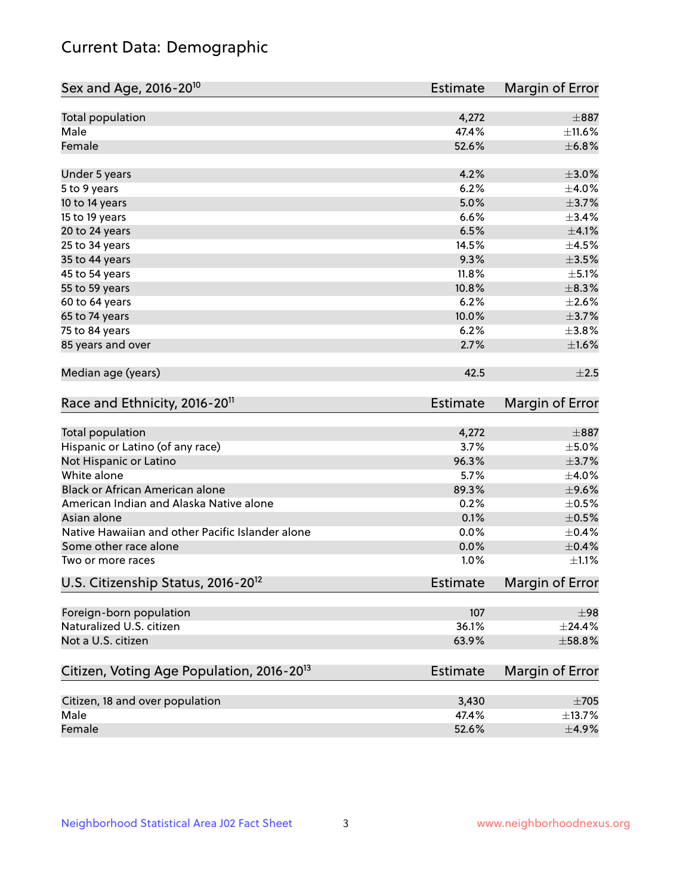# Current Data: Demographic

| Sex and Age, 2016-20[10] | Estimate | Margin of Error |
|---|---|---|
| Total population | 4,272 | ±887 |
| Male | 47.4% | ±11.6% |
| Female | 52.6% | ±6.8% |
| Under 5 years | 4.2% | ±3.0% |
| 5 to 9 years | 6.2% | ±4.0% |
| 10 to 14 years | 5.0% | ±3.7% |
| 15 to 19 years | 6.6% | ±3.4% |
| 20 to 24 years | 6.5% | ±4.1% |
| 25 to 34 years | 14.5% | ±4.5% |
| 35 to 44 years | 9.3% | ±3.5% |
| 45 to 54 years | 11.8% | ±5.1% |
| 55 to 59 years | 10.8% | ±8.3% |
| 60 to 64 years | 6.2% | ±2.6% |
| 65 to 74 years | 10.0% | ±3.7% |
| 75 to 84 years | 6.2% | ±3.8% |
| 85 years and over | 2.7% | ±1.6% |
| Median age (years) | 42.5 | ±2.5 |

| Race and Ethnicity, 2016-20[11] | Estimate | Margin of Error |
|---|---|---|
| Total population | 4,272 | ±887 |
| Hispanic or Latino (of any race) | 3.7% | ±5.0% |
| Not Hispanic or Latino | 96.3% | ±3.7% |
| White alone | 5.7% | ±4.0% |
| Black or African American alone | 89.3% | ±9.6% |
| American Indian and Alaska Native alone | 0.2% | ±0.5% |
| Asian alone | 0.1% | ±0.5% |
| Native Hawaiian and other Pacific Islander alone | 0.0% | ±0.4% |
| Some other race alone | 0.0% | ±0.4% |
| Two or more races | 1.0% | ±1.1% |

| U.S. Citizenship Status, 2016-20[12] | Estimate | Margin of Error |
|---|---|---|
| Foreign-born population | 107 | ±98 |
| Naturalized U.S. citizen | 36.1% | ±24.4% |
| Not a U.S. citizen | 63.9% | ±58.8% |

| Citizen, Voting Age Population, 2016-20[13] | Estimate | Margin of Error |
|---|---|---|
| Citizen, 18 and over population | 3,430 | ±705 |
| Male | 47.4% | ±13.7% |
| Female | 52.6% | ±4.9% |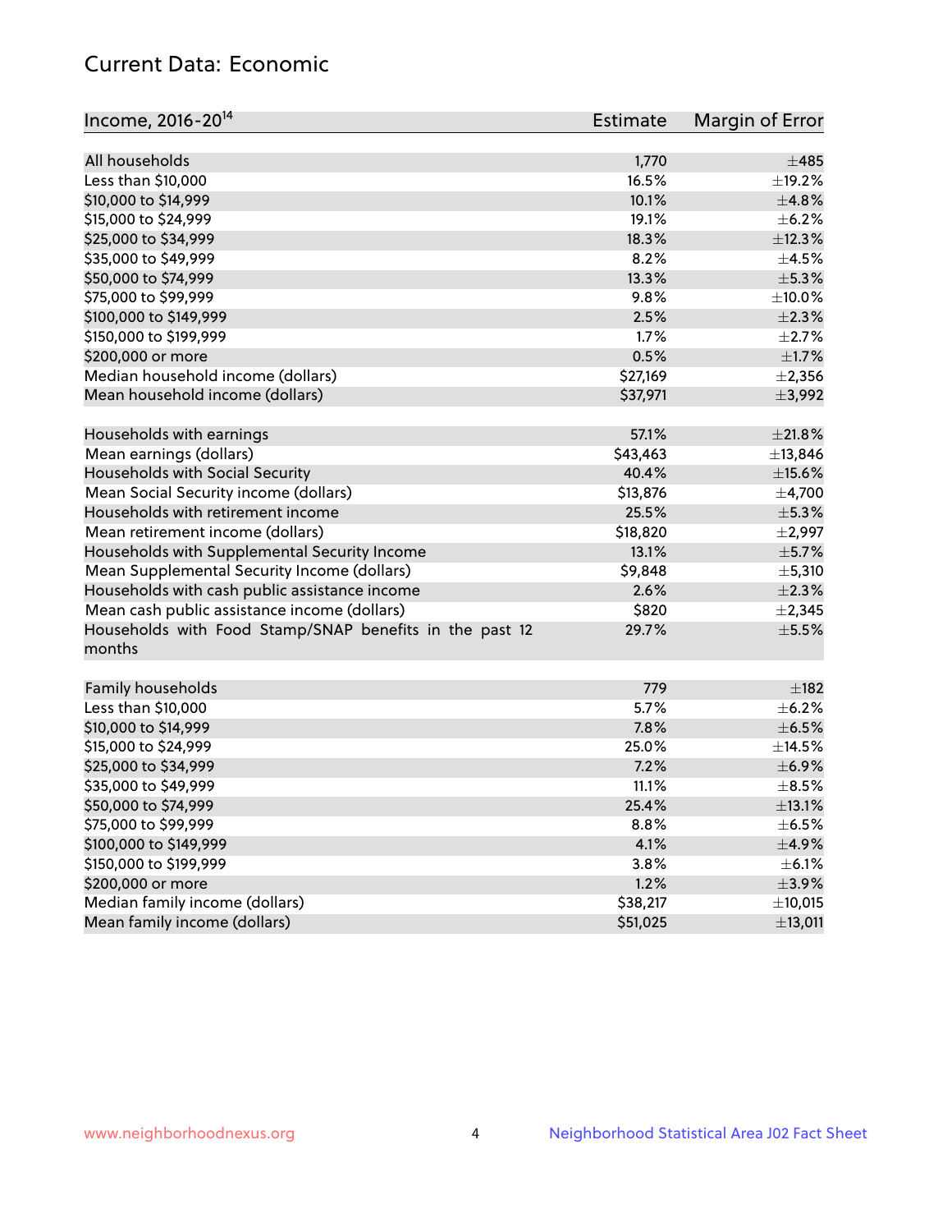## Current Data: Economic

| Income, 2016-20[14] | Estimate | Margin of Error |
|---|---|---|
| All households | 1,770 | ±485 |
| Less than $10,000 | 16.5% | ±19.2% |
| $10,000 to $14,999 | 10.1% | ±4.8% |
| $15,000 to $24,999 | 19.1% | ±6.2% |
| $25,000 to $34,999 | 18.3% | ±12.3% |
| $35,000 to $49,999 | 8.2% | ±4.5% |
| $50,000 to $74,999 | 13.3% | ±5.3% |
| $75,000 to $99,999 | 9.8% | ±10.0% |
| $100,000 to $149,999 | 2.5% | ±2.3% |
| $150,000 to $199,999 | 1.7% | ±2.7% |
| $200,000 or more | 0.5% | ±1.7% |
| Median household income (dollars) | $27,169 | ±2,356 |
| Mean household income (dollars) | $37,971 | ±3,992 |
| | | |
| Households with earnings | 57.1% | ±21.8% |
| Mean earnings (dollars) | $43,463 | ±13,846 |
| Households with Social Security | 40.4% | ±15.6% |
| Mean Social Security income (dollars) | $13,876 | ±4,700 |
| Households with retirement income | 25.5% | ±5.3% |
| Mean retirement income (dollars) | $18,820 | ±2,997 |
| Households with Supplemental Security Income | 13.1% | ±5.7% |
| Mean Supplemental Security Income (dollars) | $9,848 | ±5,310 |
| Households with cash public assistance income | 2.6% | ±2.3% |
| Mean cash public assistance income (dollars) | $820 | ±2,345 |
| Households with Food Stamp/SNAP benefits in the past 12 months | 29.7% | ±5.5% |
| | | |
| Family households | 779 | ±182 |
| Less than $10,000 | 5.7% | ±6.2% |
| $10,000 to $14,999 | 7.8% | ±6.5% |
| $15,000 to $24,999 | 25.0% | ±14.5% |
| $25,000 to $34,999 | 7.2% | ±6.9% |
| $35,000 to $49,999 | 11.1% | ±8.5% |
| $50,000 to $74,999 | 25.4% | ±13.1% |
| $75,000 to $99,999 | 8.8% | ±6.5% |
| $100,000 to $149,999 | 4.1% | ±4.9% |
| $150,000 to $199,999 | 3.8% | ±6.1% |
| $200,000 or more | 1.2% | ±3.9% |
| Median family income (dollars) | $38,217 | ±10,015 |
| Mean family income (dollars) | $51,025 | ±13,011 |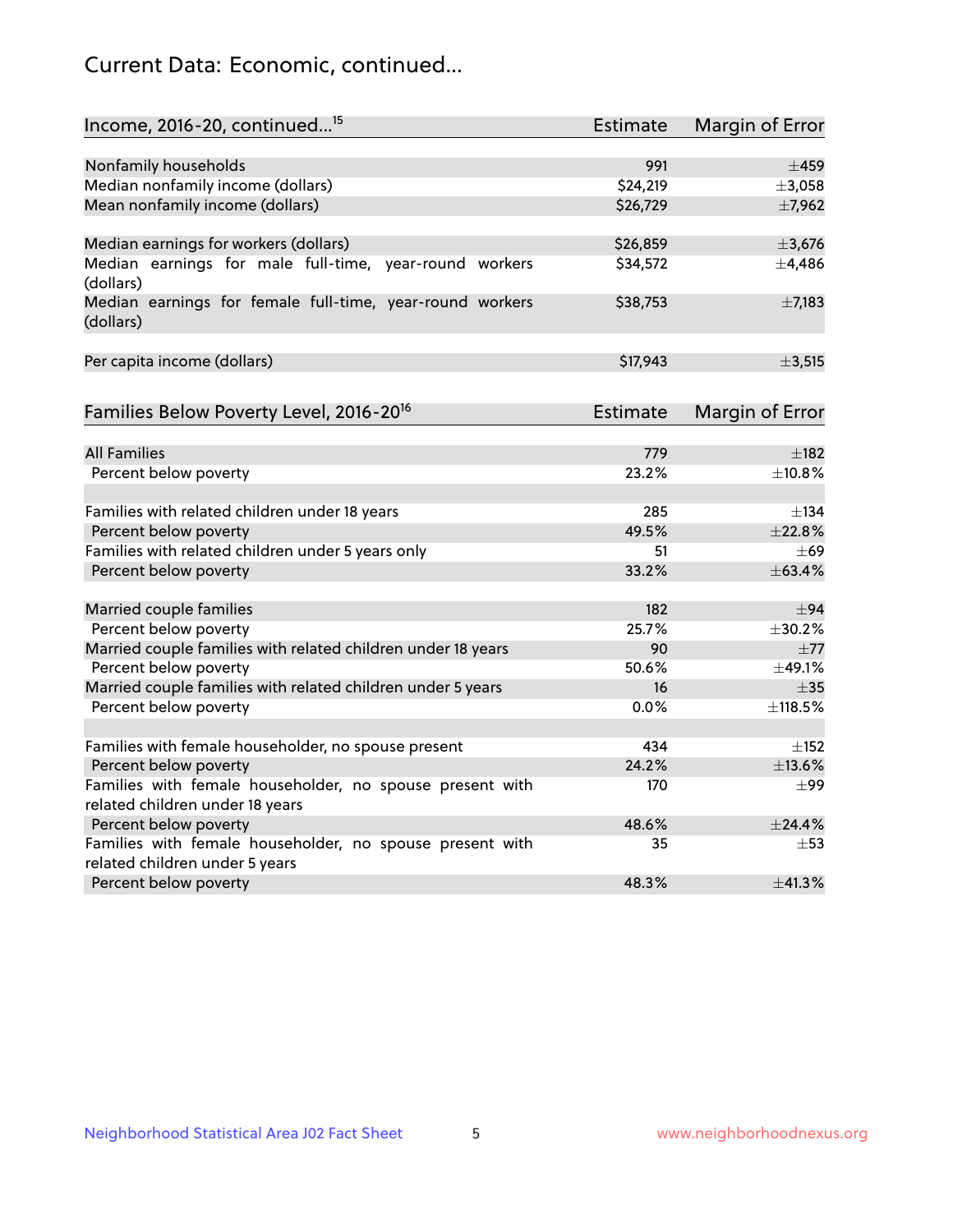## Current Data: Economic, continued...

| Income, 2016-20, continued...[15] | Estimate | Margin of Error |
|---|---|---|
| Nonfamily households | 991 | ±459 |
| Median nonfamily income (dollars) | $24,219 | ±3,058 |
| Mean nonfamily income (dollars) | $26,729 | ±7,962 |
| | | |
| Median earnings for workers (dollars) | $26,859 | ±3,676 |
| Median earnings for male full-time, year-round workers (dollars) | $34,572 | ±4,486 |
| Median earnings for female full-time, year-round workers (dollars) | $38,753 | ±7,183 |
| | | |
| Per capita income (dollars) | $17,943 | ±3,515 |

| Families Below Poverty Level, 2016-20[16] | Estimate | Margin of Error |
|---|---|---|
| All Families | 779 | ±182 |
| Percent below poverty | 23.2% | ±10.8% |
| | | |
| Families with related children under 18 years | 285 | ±134 |
| Percent below poverty | 49.5% | ±22.8% |
| Families with related children under 5 years only | 51 | ±69 |
| Percent below poverty | 33.2% | ±63.4% |
| | | |
| Married couple families | 182 | ±94 |
| Percent below poverty | 25.7% | ±30.2% |
| Married couple families with related children under 18 years | 90 | ±77 |
| Percent below poverty | 50.6% | ±49.1% |
| Married couple families with related children under 5 years | 16 | ±35 |
| Percent below poverty | 0.0% | ±118.5% |
| | | |
| Families with female householder, no spouse present | 434 | ±152 |
| Percent below poverty | 24.2% | ±13.6% |
| Families with female householder, no spouse present with related children under 18 years | 170 | ±99 |
| Percent below poverty | 48.6% | ±24.4% |
| Families with female householder, no spouse present with related children under 5 years | 35 | ±53 |
| Percent below poverty | 48.3% | ±41.3% |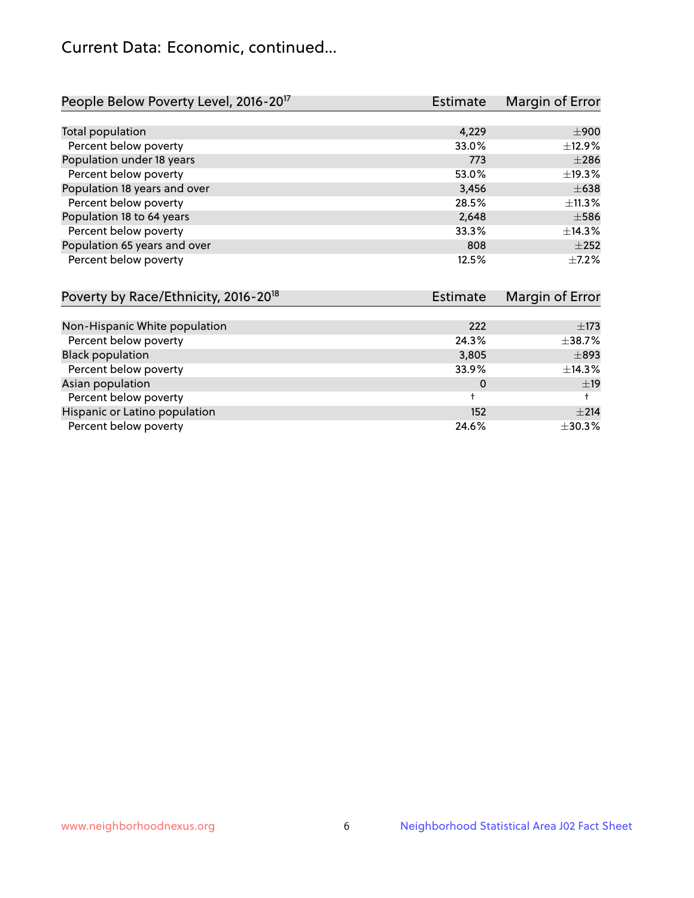# Current Data: Economic, continued...

| People Below Poverty Level, 2016-20[17] | Estimate | Margin of Error |
|---|---|---|
| Total population | 4,229 | ±900 |
| Percent below poverty | 33.0% | ±12.9% |
| Population under 18 years | 773 | ±286 |
| Percent below poverty | 53.0% | ±19.3% |
| Population 18 years and over | 3,456 | ±638 |
| Percent below poverty | 28.5% | ±11.3% |
| Population 18 to 64 years | 2,648 | ±586 |
| Percent below poverty | 33.3% | ±14.3% |
| Population 65 years and over | 808 | ±252 |
| Percent below poverty | 12.5% | ±7.2% |

| Poverty by Race/Ethnicity, 2016-20[18] | Estimate | Margin of Error |
|---|---|---|
| Non-Hispanic White population | 222 | ±173 |
| Percent below poverty | 24.3% | ±38.7% |
| Black population | 3,805 | ±893 |
| Percent below poverty | 33.9% | ±14.3% |
| Asian population | 0 | ±19 |
| Percent below poverty | † | † |
| Hispanic or Latino population | 152 | ±214 |
| Percent below poverty | 24.6% | ±30.3% |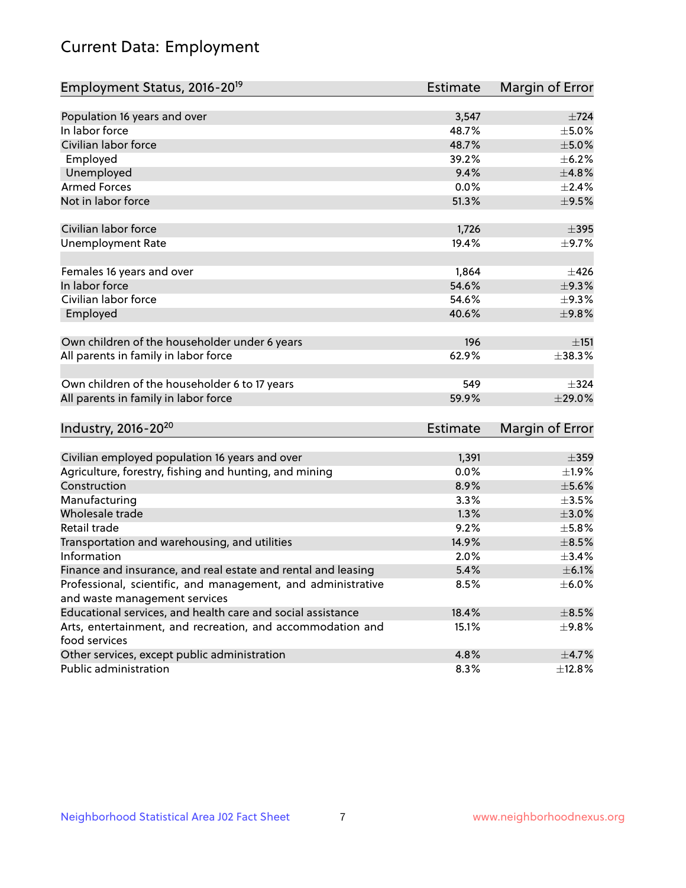# Current Data: Employment

| Employment Status, 2016-20[19] | Estimate | Margin of Error |
|---|---|---|
| Population 16 years and over | 3,547 | ±724 |
| In labor force | 48.7% | ±5.0% |
| Civilian labor force | 48.7% | ±5.0% |
| Employed | 39.2% | ±6.2% |
| Unemployed | 9.4% | ±4.8% |
| Armed Forces | 0.0% | ±2.4% |
| Not in labor force | 51.3% | ±9.5% |
| | | |
| Civilian labor force | 1,726 | ±395 |
| Unemployment Rate | 19.4% | ±9.7% |
| | | |
| Females 16 years and over | 1,864 | ±426 |
| In labor force | 54.6% | ±9.3% |
| Civilian labor force | 54.6% | ±9.3% |
| Employed | 40.6% | ±9.8% |
| | | |
| Own children of the householder under 6 years | 196 | ±151 |
| All parents in family in labor force | 62.9% | ±38.3% |
| | | |
| Own children of the householder 6 to 17 years | 549 | ±324 |
| All parents in family in labor force | 59.9% | ±29.0% |

| Industry, 2016-20[20] | Estimate | Margin of Error |
|---|---|---|
| Civilian employed population 16 years and over | 1,391 | ±359 |
| Agriculture, forestry, fishing and hunting, and mining | 0.0% | ±1.9% |
| Construction | 8.9% | ±5.6% |
| Manufacturing | 3.3% | ±3.5% |
| Wholesale trade | 1.3% | ±3.0% |
| Retail trade | 9.2% | ±5.8% |
| Transportation and warehousing, and utilities | 14.9% | ±8.5% |
| Information | 2.0% | ±3.4% |
| Finance and insurance, and real estate and rental and leasing | 5.4% | ±6.1% |
| Professional, scientific, and management, and administrative and waste management services | 8.5% | ±6.0% |
| Educational services, and health care and social assistance | 18.4% | ±8.5% |
| Arts, entertainment, and recreation, and accommodation and food services | 15.1% | ±9.8% |
| Other services, except public administration | 4.8% | ±4.7% |
| Public administration | 8.3% | ±12.8% |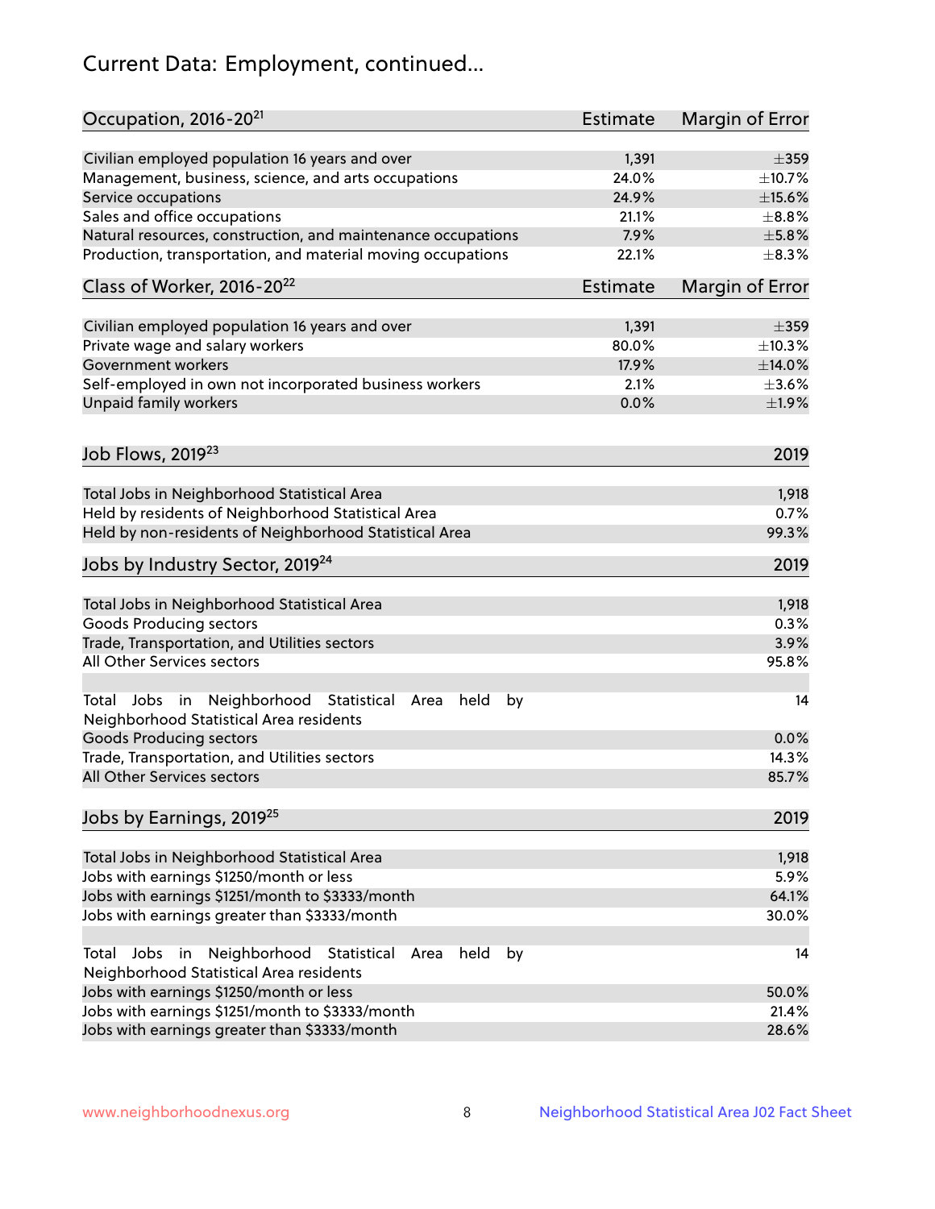# Current Data: Employment, continued...

| Occupation, 2016-20[21] | Estimate | Margin of Error |
|---|---|---|
| Civilian employed population 16 years and over | 1,391 | ±359 |
| Management, business, science, and arts occupations | 24.0% | ±10.7% |
| Service occupations | 24.9% | ±15.6% |
| Sales and office occupations | 21.1% | ±8.8% |
| Natural resources, construction, and maintenance occupations | 7.9% | ±5.8% |
| Production, transportation, and material moving occupations | 22.1% | ±8.3% |

| Class of Worker, 2016-20[22] | Estimate | Margin of Error |
|---|---|---|
| Civilian employed population 16 years and over | 1,391 | ±359 |
| Private wage and salary workers | 80.0% | ±10.3% |
| Government workers | 17.9% | ±14.0% |
| Self-employed in own not incorporated business workers | 2.1% | ±3.6% |
| Unpaid family workers | 0.0% | ±1.9% |

| Job Flows, 2019[23] | 2019 |
|---|---|
| Total Jobs in Neighborhood Statistical Area | 1,918 |
| Held by residents of Neighborhood Statistical Area | 0.7% |
| Held by non-residents of Neighborhood Statistical Area | 99.3% |

| Jobs by Industry Sector, 2019[24] | 2019 |
|---|---|
| Total Jobs in Neighborhood Statistical Area | 1,918 |
| Goods Producing sectors | 0.3% |
| Trade, Transportation, and Utilities sectors | 3.9% |
| All Other Services sectors | 95.8% |
| Total Jobs in Neighborhood Statistical Area held by Neighborhood Statistical Area residents | 14 |
| Goods Producing sectors | 0.0% |
| Trade, Transportation, and Utilities sectors | 14.3% |
| All Other Services sectors | 85.7% |

| Jobs by Earnings, 2019[25] | 2019 |
|---|---|
| Total Jobs in Neighborhood Statistical Area | 1,918 |
| Jobs with earnings $1250/month or less | 5.9% |
| Jobs with earnings $1251/month to $3333/month | 64.1% |
| Jobs with earnings greater than $3333/month | 30.0% |
| Total Jobs in Neighborhood Statistical Area held by Neighborhood Statistical Area residents | 14 |
| Jobs with earnings $1250/month or less | 50.0% |
| Jobs with earnings $1251/month to $3333/month | 21.4% |
| Jobs with earnings greater than $3333/month | 28.6% |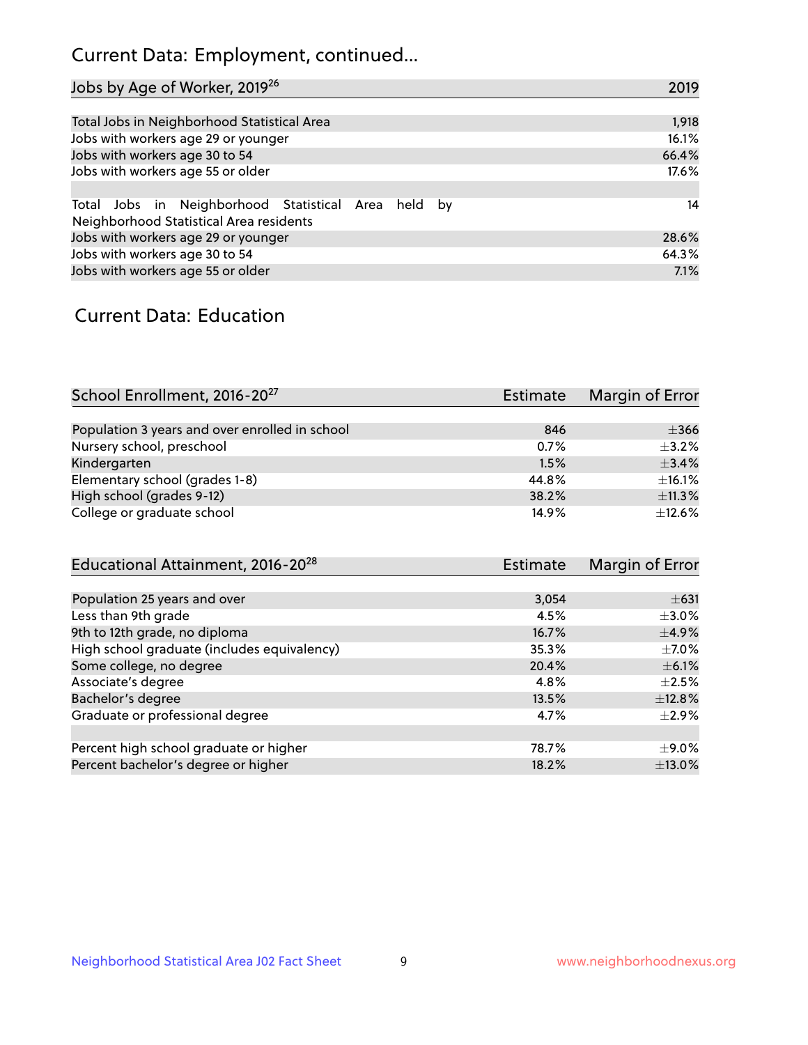## Current Data: Employment, continued...

| Jobs by Age of Worker, 2019[26] | 2019 |
|---|---|
| Total Jobs in Neighborhood Statistical Area | 1,918 |
| Jobs with workers age 29 or younger | 16.1% |
| Jobs with workers age 30 to 54 | 66.4% |
| Jobs with workers age 55 or older | 17.6% |
| | |
| Total Jobs in Neighborhood Statistical Area held by Neighborhood Statistical Area residents | 14 |
| Jobs with workers age 29 or younger | 28.6% |
| Jobs with workers age 30 to 54 | 64.3% |
| Jobs with workers age 55 or older | 7.1% |

## Current Data: Education

| School Enrollment, 2016-20[27] | Estimate | Margin of Error |
|---|---|---|
| Population 3 years and over enrolled in school | 846 | ±366 |
| Nursery school, preschool | 0.7% | ±3.2% |
| Kindergarten | 1.5% | ±3.4% |
| Elementary school (grades 1-8) | 44.8% | ±16.1% |
| High school (grades 9-12) | 38.2% | ±11.3% |
| College or graduate school | 14.9% | ±12.6% |

| Educational Attainment, 2016-20[28] | Estimate | Margin of Error |
|---|---|---|
| Population 25 years and over | 3,054 | ±631 |
| Less than 9th grade | 4.5% | ±3.0% |
| 9th to 12th grade, no diploma | 16.7% | ±4.9% |
| High school graduate (includes equivalency) | 35.3% | ±7.0% |
| Some college, no degree | 20.4% | ±6.1% |
| Associate's degree | 4.8% | ±2.5% |
| Bachelor's degree | 13.5% | ±12.8% |
| Graduate or professional degree | 4.7% | ±2.9% |
| | | |
| Percent high school graduate or higher | 78.7% | ±9.0% |
| Percent bachelor's degree or higher | 18.2% | ±13.0% |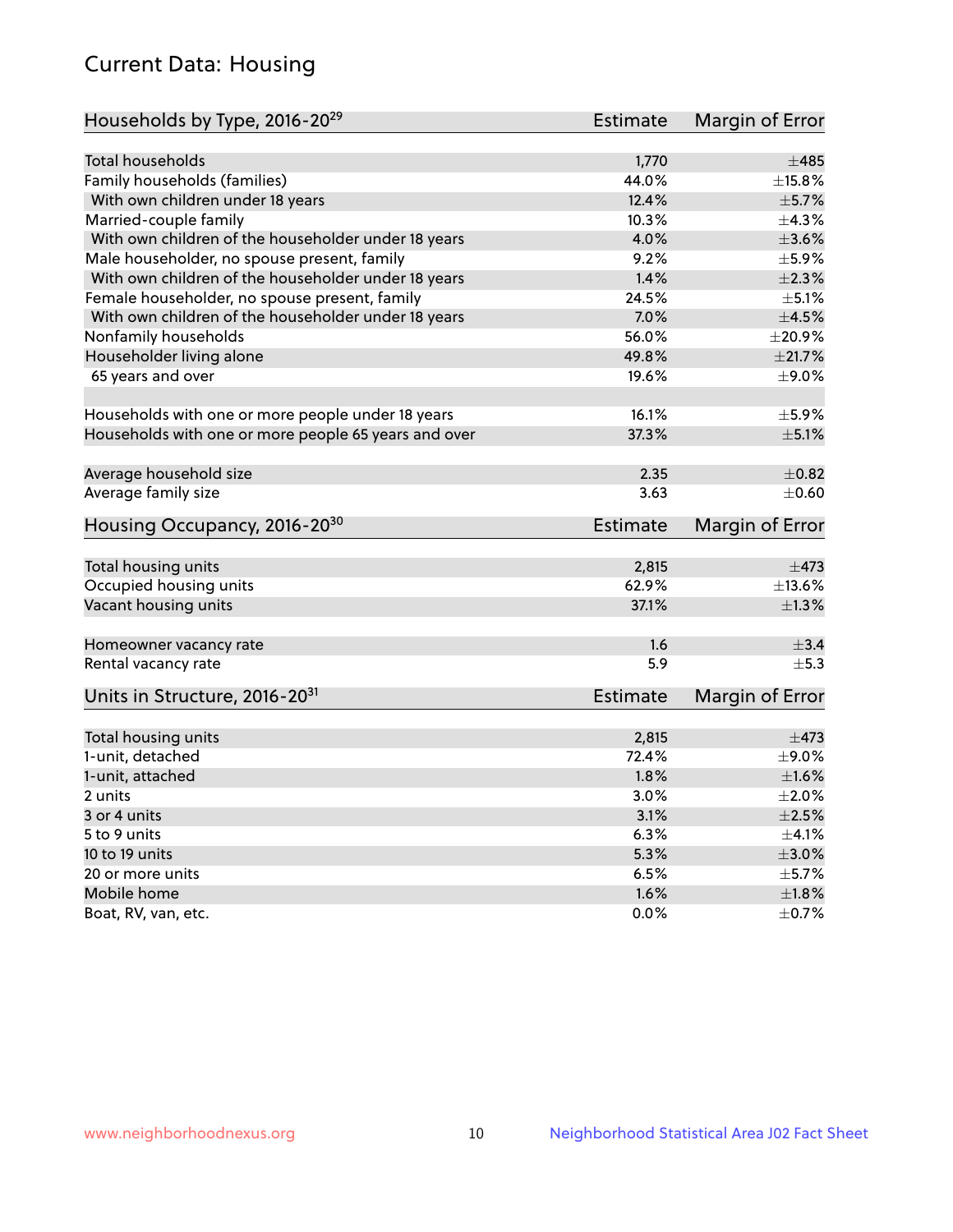# Current Data: Housing

| Households by Type, 2016-20[29] | Estimate | Margin of Error |
|---|---|---|
| Total households | 1,770 | ±485 |
| Family households (families) | 44.0% | ±15.8% |
| With own children under 18 years | 12.4% | ±5.7% |
| Married-couple family | 10.3% | ±4.3% |
| With own children of the householder under 18 years | 4.0% | ±3.6% |
| Male householder, no spouse present, family | 9.2% | ±5.9% |
| With own children of the householder under 18 years | 1.4% | ±2.3% |
| Female householder, no spouse present, family | 24.5% | ±5.1% |
| With own children of the householder under 18 years | 7.0% | ±4.5% |
| Nonfamily households | 56.0% | ±20.9% |
| Householder living alone | 49.8% | ±21.7% |
| 65 years and over | 19.6% | ±9.0% |
| Households with one or more people under 18 years | 16.1% | ±5.9% |
| Households with one or more people 65 years and over | 37.3% | ±5.1% |
| Average household size | 2.35 | ±0.82 |
| Average family size | 3.63 | ±0.60 |

| Housing Occupancy, 2016-20[30] | Estimate | Margin of Error |
|---|---|---|
| Total housing units | 2,815 | ±473 |
| Occupied housing units | 62.9% | ±13.6% |
| Vacant housing units | 37.1% | ±1.3% |
| Homeowner vacancy rate | 1.6 | ±3.4 |
| Rental vacancy rate | 5.9 | ±5.3 |

| Units in Structure, 2016-20[31] | Estimate | Margin of Error |
|---|---|---|
| Total housing units | 2,815 | ±473 |
| 1-unit, detached | 72.4% | ±9.0% |
| 1-unit, attached | 1.8% | ±1.6% |
| 2 units | 3.0% | ±2.0% |
| 3 or 4 units | 3.1% | ±2.5% |
| 5 to 9 units | 6.3% | ±4.1% |
| 10 to 19 units | 5.3% | ±3.0% |
| 20 or more units | 6.5% | ±5.7% |
| Mobile home | 1.6% | ±1.8% |
| Boat, RV, van, etc. | 0.0% | ±0.7% |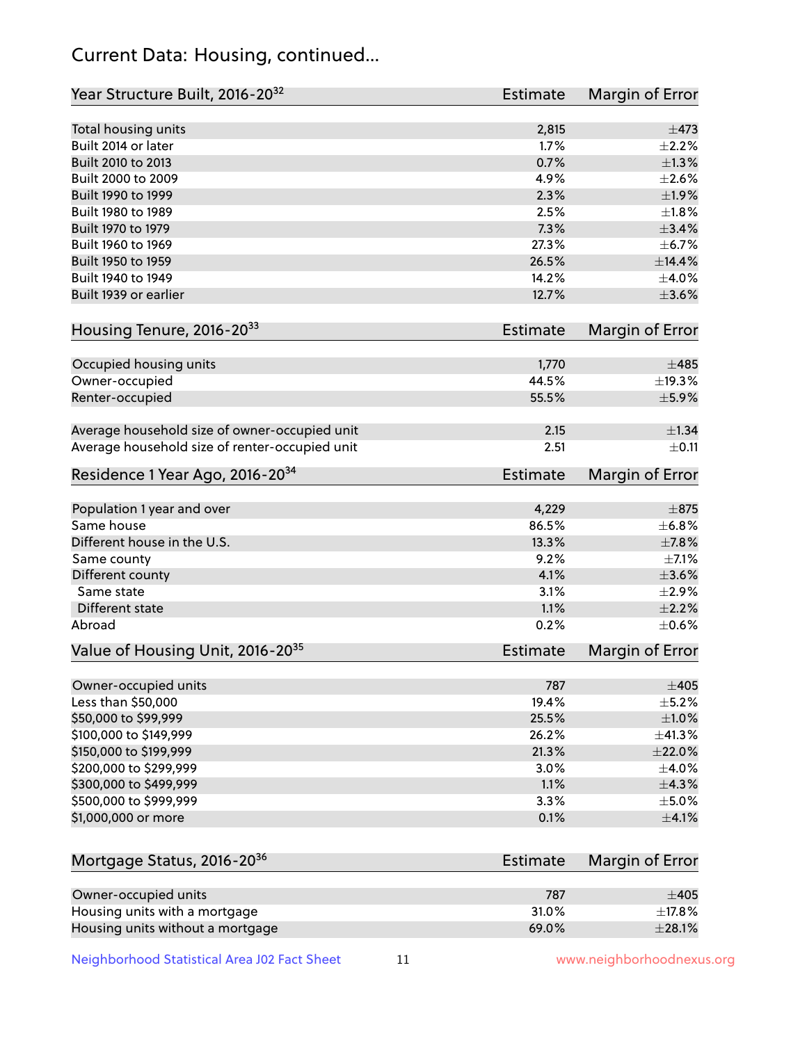## Current Data: Housing, continued...

| Year Structure Built, 2016-20[32] | Estimate | Margin of Error |
|---|---|---|
| Total housing units | 2,815 | ±473 |
| Built 2014 or later | 1.7% | ±2.2% |
| Built 2010 to 2013 | 0.7% | ±1.3% |
| Built 2000 to 2009 | 4.9% | ±2.6% |
| Built 1990 to 1999 | 2.3% | ±1.9% |
| Built 1980 to 1989 | 2.5% | ±1.8% |
| Built 1970 to 1979 | 7.3% | ±3.4% |
| Built 1960 to 1969 | 27.3% | ±6.7% |
| Built 1950 to 1959 | 26.5% | ±14.4% |
| Built 1940 to 1949 | 14.2% | ±4.0% |
| Built 1939 or earlier | 12.7% | ±3.6% |

| Housing Tenure, 2016-20[33] | Estimate | Margin of Error |
|---|---|---|
| Occupied housing units | 1,770 | ±485 |
| Owner-occupied | 44.5% | ±19.3% |
| Renter-occupied | 55.5% | ±5.9% |
| Average household size of owner-occupied unit | 2.15 | ±1.34 |
| Average household size of renter-occupied unit | 2.51 | ±0.11 |

| Residence 1 Year Ago, 2016-20[34] | Estimate | Margin of Error |
|---|---|---|
| Population 1 year and over | 4,229 | ±875 |
| Same house | 86.5% | ±6.8% |
| Different house in the U.S. | 13.3% | ±7.8% |
| Same county | 9.2% | ±7.1% |
| Different county | 4.1% | ±3.6% |
| Same state | 3.1% | ±2.9% |
| Different state | 1.1% | ±2.2% |
| Abroad | 0.2% | ±0.6% |

| Value of Housing Unit, 2016-20[35] | Estimate | Margin of Error |
|---|---|---|
| Owner-occupied units | 787 | ±405 |
| Less than $50,000 | 19.4% | ±5.2% |
| $50,000 to $99,999 | 25.5% | ±1.0% |
| $100,000 to $149,999 | 26.2% | ±41.3% |
| $150,000 to $199,999 | 21.3% | ±22.0% |
| $200,000 to $299,999 | 3.0% | ±4.0% |
| $300,000 to $499,999 | 1.1% | ±4.3% |
| $500,000 to $999,999 | 3.3% | ±5.0% |
| $1,000,000 or more | 0.1% | ±4.1% |

| Mortgage Status, 2016-20[36] | Estimate | Margin of Error |
|---|---|---|
| Owner-occupied units | 787 | ±405 |
| Housing units with a mortgage | 31.0% | ±17.8% |
| Housing units without a mortgage | 69.0% | ±28.1% |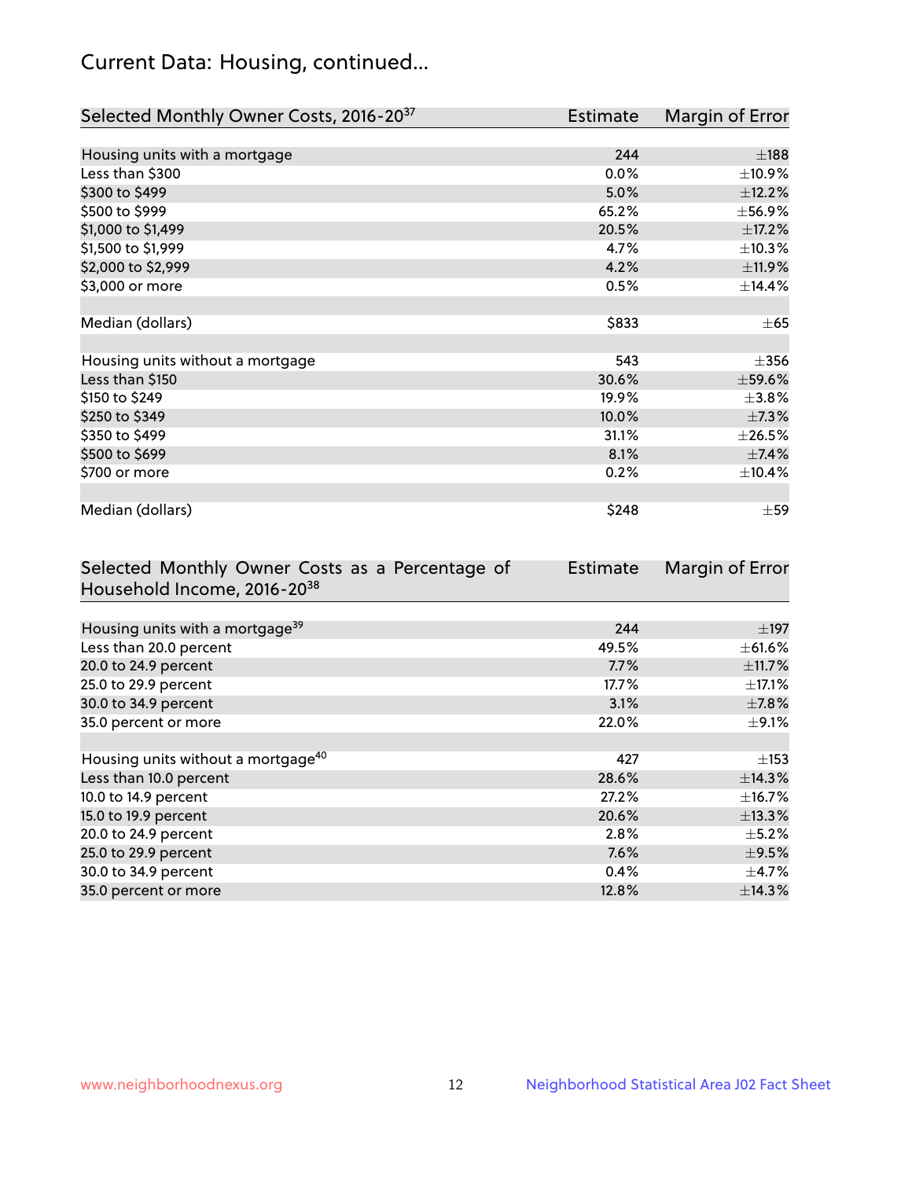## Current Data: Housing, continued...

| Selected Monthly Owner Costs, 2016-20[37] | Estimate | Margin of Error |
|---|---|---|
| Housing units with a mortgage | 244 | ±188 |
| Less than $300 | 0.0% | ±10.9% |
| $300 to $499 | 5.0% | ±12.2% |
| $500 to $999 | 65.2% | ±56.9% |
| $1,000 to $1,499 | 20.5% | ±17.2% |
| $1,500 to $1,999 | 4.7% | ±10.3% |
| $2,000 to $2,999 | 4.2% | ±11.9% |
| $3,000 or more | 0.5% | ±14.4% |
| | | |
| Median (dollars) | $833 | ±65 |
| | | |
| Housing units without a mortgage | 543 | ±356 |
| Less than $150 | 30.6% | ±59.6% |
| $150 to $249 | 19.9% | ±3.8% |
| $250 to $349 | 10.0% | ±7.3% |
| $350 to $499 | 31.1% | ±26.5% |
| $500 to $699 | 8.1% | ±7.4% |
| $700 or more | 0.2% | ±10.4% |
| | | |
| Median (dollars) | $248 | ±59 |

| Selected Monthly Owner Costs as a Percentage of Household Income, 2016-20[38] | Estimate | Margin of Error |
|---|---|---|
| Housing units with a mortgage[39] | 244 | ±197 |
| Less than 20.0 percent | 49.5% | ±61.6% |
| 20.0 to 24.9 percent | 7.7% | ±11.7% |
| 25.0 to 29.9 percent | 17.7% | ±17.1% |
| 30.0 to 34.9 percent | 3.1% | ±7.8% |
| 35.0 percent or more | 22.0% | ±9.1% |
| | | |
| Housing units without a mortgage[40] | 427 | ±153 |
| Less than 10.0 percent | 28.6% | ±14.3% |
| 10.0 to 14.9 percent | 27.2% | ±16.7% |
| 15.0 to 19.9 percent | 20.6% | ±13.3% |
| 20.0 to 24.9 percent | 2.8% | ±5.2% |
| 25.0 to 29.9 percent | 7.6% | ±9.5% |
| 30.0 to 34.9 percent | 0.4% | ±4.7% |
| 35.0 percent or more | 12.8% | ±14.3% |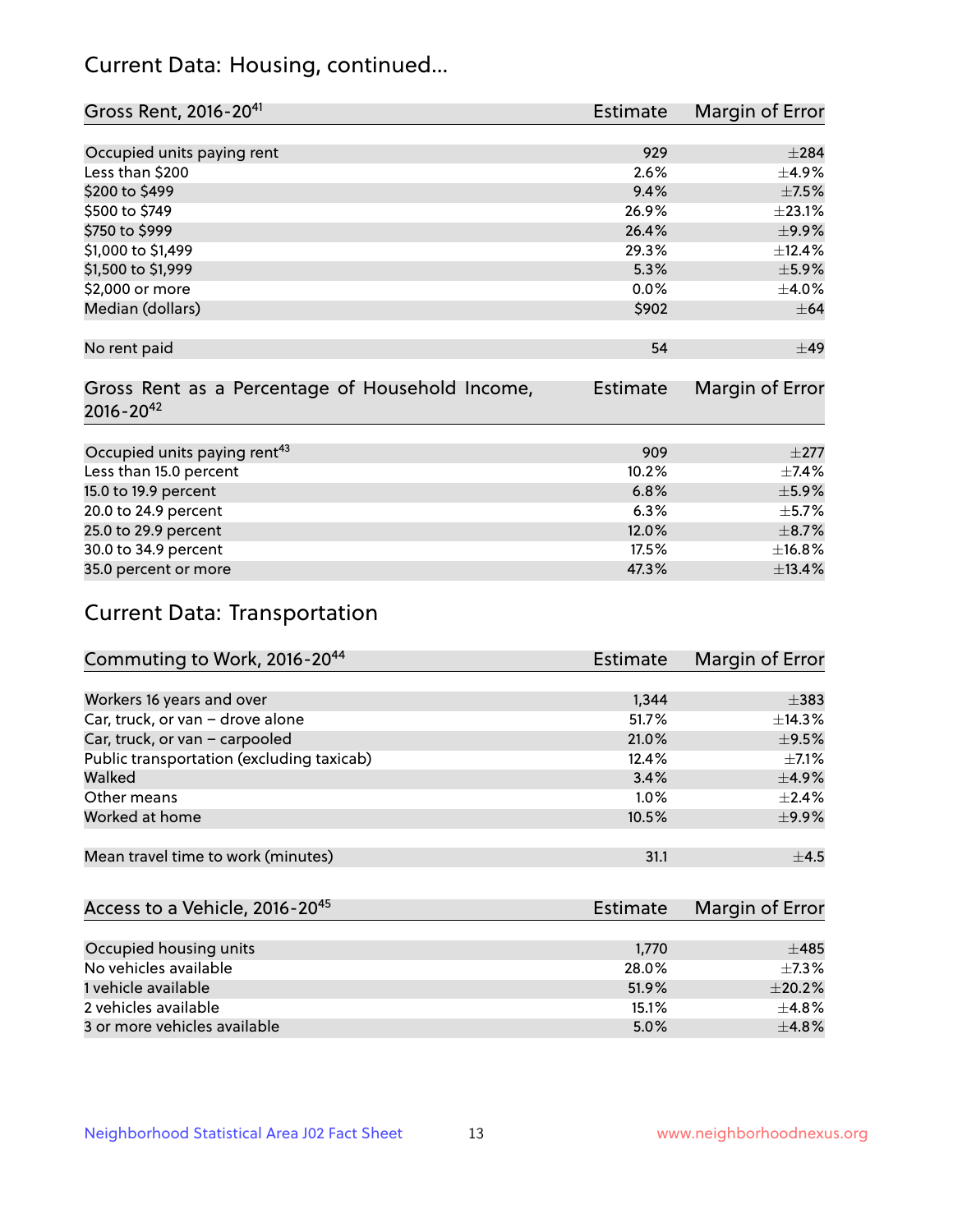## Current Data: Housing, continued...

| Gross Rent, 2016-20[41] | Estimate | Margin of Error |
|---|---|---|
| Occupied units paying rent | 929 | ±284 |
| Less than $200 | 2.6% | ±4.9% |
| $200 to $499 | 9.4% | ±7.5% |
| $500 to $749 | 26.9% | ±23.1% |
| $750 to $999 | 26.4% | ±9.9% |
| $1,000 to $1,499 | 29.3% | ±12.4% |
| $1,500 to $1,999 | 5.3% | ±5.9% |
| $2,000 or more | 0.0% | ±4.0% |
| Median (dollars) | $902 | ±64 |
| No rent paid | 54 | ±49 |

| Gross Rent as a Percentage of Household Income, 2016-20[42] | Estimate | Margin of Error |
|---|---|---|
| Occupied units paying rent[43] | 909 | ±277 |
| Less than 15.0 percent | 10.2% | ±7.4% |
| 15.0 to 19.9 percent | 6.8% | ±5.9% |
| 20.0 to 24.9 percent | 6.3% | ±5.7% |
| 25.0 to 29.9 percent | 12.0% | ±8.7% |
| 30.0 to 34.9 percent | 17.5% | ±16.8% |
| 35.0 percent or more | 47.3% | ±13.4% |

## Current Data: Transportation

| Commuting to Work, 2016-20[44] | Estimate | Margin of Error |
|---|---|---|
| Workers 16 years and over | 1,344 | ±383 |
| Car, truck, or van – drove alone | 51.7% | ±14.3% |
| Car, truck, or van – carpooled | 21.0% | ±9.5% |
| Public transportation (excluding taxicab) | 12.4% | ±7.1% |
| Walked | 3.4% | ±4.9% |
| Other means | 1.0% | ±2.4% |
| Worked at home | 10.5% | ±9.9% |
| Mean travel time to work (minutes) | 31.1 | ±4.5 |

| Access to a Vehicle, 2016-20[45] | Estimate | Margin of Error |
|---|---|---|
| Occupied housing units | 1,770 | ±485 |
| No vehicles available | 28.0% | ±7.3% |
| 1 vehicle available | 51.9% | ±20.2% |
| 2 vehicles available | 15.1% | ±4.8% |
| 3 or more vehicles available | 5.0% | ±4.8% |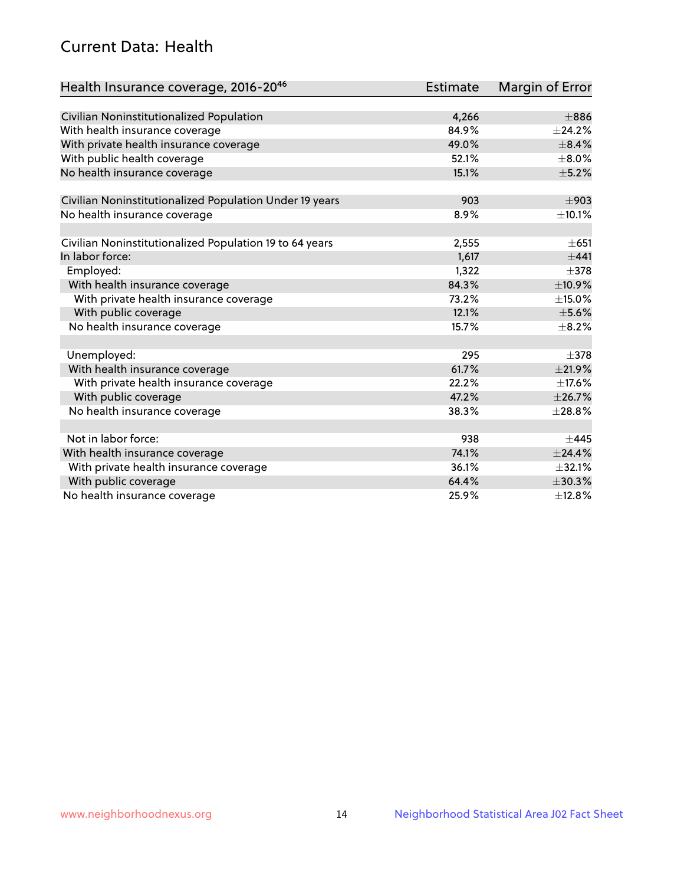## Current Data: Health

| Health Insurance coverage, 2016-20[46] | Estimate | Margin of Error |
|---|---|---|
| Civilian Noninstitutionalized Population | 4,266 | ±886 |
| With health insurance coverage | 84.9% | ±24.2% |
| With private health insurance coverage | 49.0% | ±8.4% |
| With public health coverage | 52.1% | ±8.0% |
| No health insurance coverage | 15.1% | ±5.2% |
| | | |
| Civilian Noninstitutionalized Population Under 19 years | 903 | ±903 |
| No health insurance coverage | 8.9% | ±10.1% |
| | | |
| Civilian Noninstitutionalized Population 19 to 64 years | 2,555 | ±651 |
| In labor force: | 1,617 | ±441 |
| Employed: | 1,322 | ±378 |
| With health insurance coverage | 84.3% | ±10.9% |
| With private health insurance coverage | 73.2% | ±15.0% |
| With public coverage | 12.1% | ±5.6% |
| No health insurance coverage | 15.7% | ±8.2% |
| | | |
| Unemployed: | 295 | ±378 |
| With health insurance coverage | 61.7% | ±21.9% |
| With private health insurance coverage | 22.2% | ±17.6% |
| With public coverage | 47.2% | ±26.7% |
| No health insurance coverage | 38.3% | ±28.8% |
| | | |
| Not in labor force: | 938 | ±445 |
| With health insurance coverage | 74.1% | ±24.4% |
| With private health insurance coverage | 36.1% | ±32.1% |
| With public coverage | 64.4% | ±30.3% |
| No health insurance coverage | 25.9% | ±12.8% |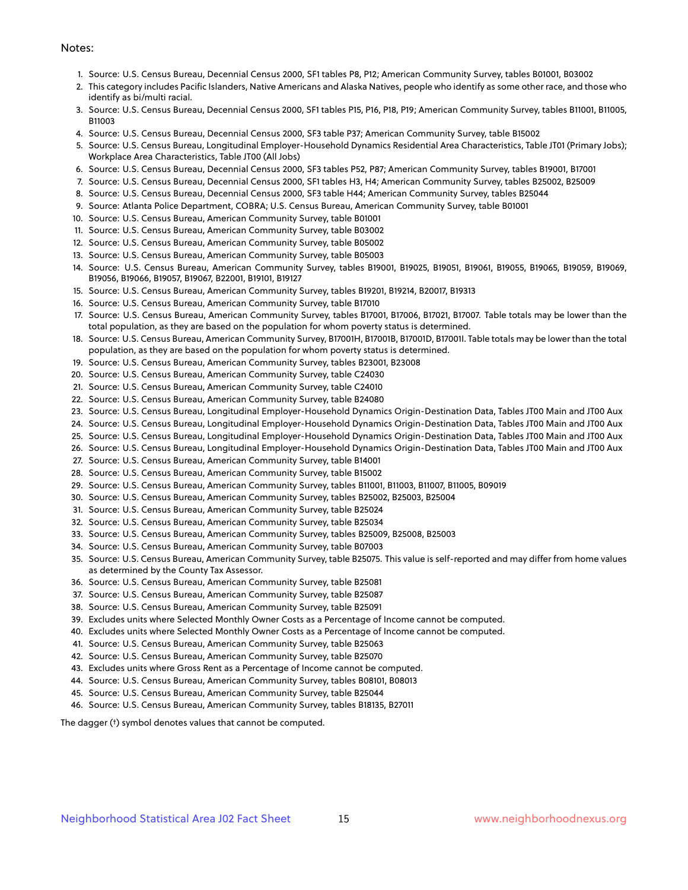Notes:

1. Source: U.S. Census Bureau, Decennial Census 2000, SF1 tables P8, P12; American Community Survey, tables B01001, B03002
2. This category includes Pacific Islanders, Native Americans and Alaska Natives, people who identify as some other race, and those who identify as bi/multi racial.
3. Source: U.S. Census Bureau, Decennial Census 2000, SF1 tables P15, P16, P18, P19; American Community Survey, tables B11001, B11005, B11003
4. Source: U.S. Census Bureau, Decennial Census 2000, SF3 table P37; American Community Survey, table B15002
5. Source: U.S. Census Bureau, Longitudinal Employer-Household Dynamics Residential Area Characteristics, Table JT01 (Primary Jobs); Workplace Area Characteristics, Table JT00 (All Jobs)
6. Source: U.S. Census Bureau, Decennial Census 2000, SF3 tables P52, P87; American Community Survey, tables B19001, B17001
7. Source: U.S. Census Bureau, Decennial Census 2000, SF1 tables H3, H4; American Community Survey, tables B25002, B25009
8. Source: U.S. Census Bureau, Decennial Census 2000, SF3 table H44; American Community Survey, tables B25044
9. Source: Atlanta Police Department, COBRA; U.S. Census Bureau, American Community Survey, table B01001
10. Source: U.S. Census Bureau, American Community Survey, table B01001
11. Source: U.S. Census Bureau, American Community Survey, table B03002
12. Source: U.S. Census Bureau, American Community Survey, table B05002
13. Source: U.S. Census Bureau, American Community Survey, table B05003
14. Source: U.S. Census Bureau, American Community Survey, tables B19001, B19025, B19051, B19061, B19055, B19065, B19059, B19069, B19056, B19066, B19057, B19067, B22001, B19101, B19127
15. Source: U.S. Census Bureau, American Community Survey, tables B19201, B19214, B20017, B19313
16. Source: U.S. Census Bureau, American Community Survey, table B17010
17. Source: U.S. Census Bureau, American Community Survey, tables B17001, B17006, B17021, B17007. Table totals may be lower than the total population, as they are based on the population for whom poverty status is determined.
18. Source: U.S. Census Bureau, American Community Survey, B17001H, B17001B, B17001D, B17001I. Table totals may be lower than the total population, as they are based on the population for whom poverty status is determined.
19. Source: U.S. Census Bureau, American Community Survey, tables B23001, B23008
20. Source: U.S. Census Bureau, American Community Survey, table C24030
21. Source: U.S. Census Bureau, American Community Survey, table C24010
22. Source: U.S. Census Bureau, American Community Survey, table B24080
23. Source: U.S. Census Bureau, Longitudinal Employer-Household Dynamics Origin-Destination Data, Tables JT00 Main and JT00 Aux
24. Source: U.S. Census Bureau, Longitudinal Employer-Household Dynamics Origin-Destination Data, Tables JT00 Main and JT00 Aux
25. Source: U.S. Census Bureau, Longitudinal Employer-Household Dynamics Origin-Destination Data, Tables JT00 Main and JT00 Aux
26. Source: U.S. Census Bureau, Longitudinal Employer-Household Dynamics Origin-Destination Data, Tables JT00 Main and JT00 Aux
27. Source: U.S. Census Bureau, American Community Survey, table B14001
28. Source: U.S. Census Bureau, American Community Survey, table B15002
29. Source: U.S. Census Bureau, American Community Survey, tables B11001, B11003, B11007, B11005, B09019
30. Source: U.S. Census Bureau, American Community Survey, tables B25002, B25003, B25004
31. Source: U.S. Census Bureau, American Community Survey, table B25024
32. Source: U.S. Census Bureau, American Community Survey, table B25034
33. Source: U.S. Census Bureau, American Community Survey, tables B25009, B25008, B25003
34. Source: U.S. Census Bureau, American Community Survey, table B07003
35. Source: U.S. Census Bureau, American Community Survey, table B25075. This value is self-reported and may differ from home values as determined by the County Tax Assessor.
36. Source: U.S. Census Bureau, American Community Survey, table B25081
37. Source: U.S. Census Bureau, American Community Survey, table B25087
38. Source: U.S. Census Bureau, American Community Survey, table B25091
39. Excludes units where Selected Monthly Owner Costs as a Percentage of Income cannot be computed.
40. Excludes units where Selected Monthly Owner Costs as a Percentage of Income cannot be computed.
41. Source: U.S. Census Bureau, American Community Survey, table B25063
42. Source: U.S. Census Bureau, American Community Survey, table B25070
43. Excludes units where Gross Rent as a Percentage of Income cannot be computed.
44. Source: U.S. Census Bureau, American Community Survey, tables B08101, B08013
45. Source: U.S. Census Bureau, American Community Survey, table B25044
46. Source: U.S. Census Bureau, American Community Survey, tables B18135, B27011

The dagger (†) symbol denotes values that cannot be computed.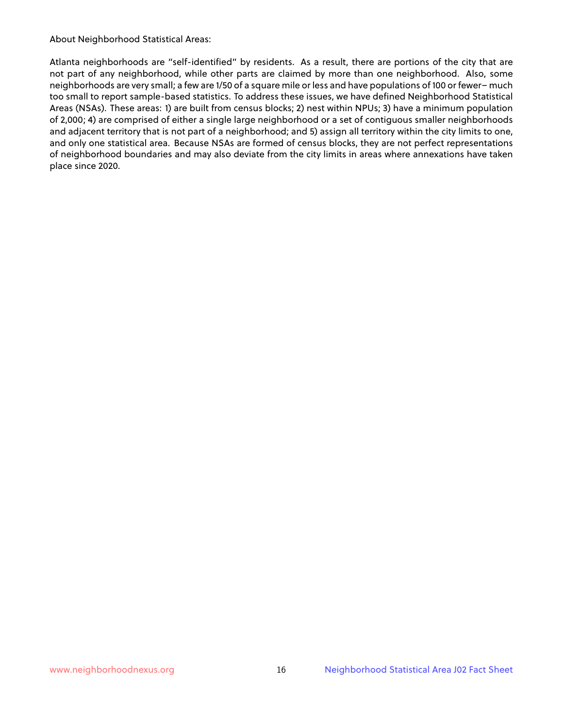About Neighborhood Statistical Areas:

Atlanta neighborhoods are "self-identified" by residents. As a result, there are portions of the city that are not part of any neighborhood, while other parts are claimed by more than one neighborhood. Also, some neighborhoods are very small; a few are 1/50 of a square mile or less and have populations of 100 or fewer– much too small to report sample-based statistics. To address these issues, we have defined Neighborhood Statistical Areas (NSAs). These areas: 1) are built from census blocks; 2) nest within NPUs; 3) have a minimum population of 2,000; 4) are comprised of either a single large neighborhood or a set of contiguous smaller neighborhoods and adjacent territory that is not part of a neighborhood; and 5) assign all territory within the city limits to one, and only one statistical area. Because NSAs are formed of census blocks, they are not perfect representations of neighborhood boundaries and may also deviate from the city limits in areas where annexations have taken place since 2020.